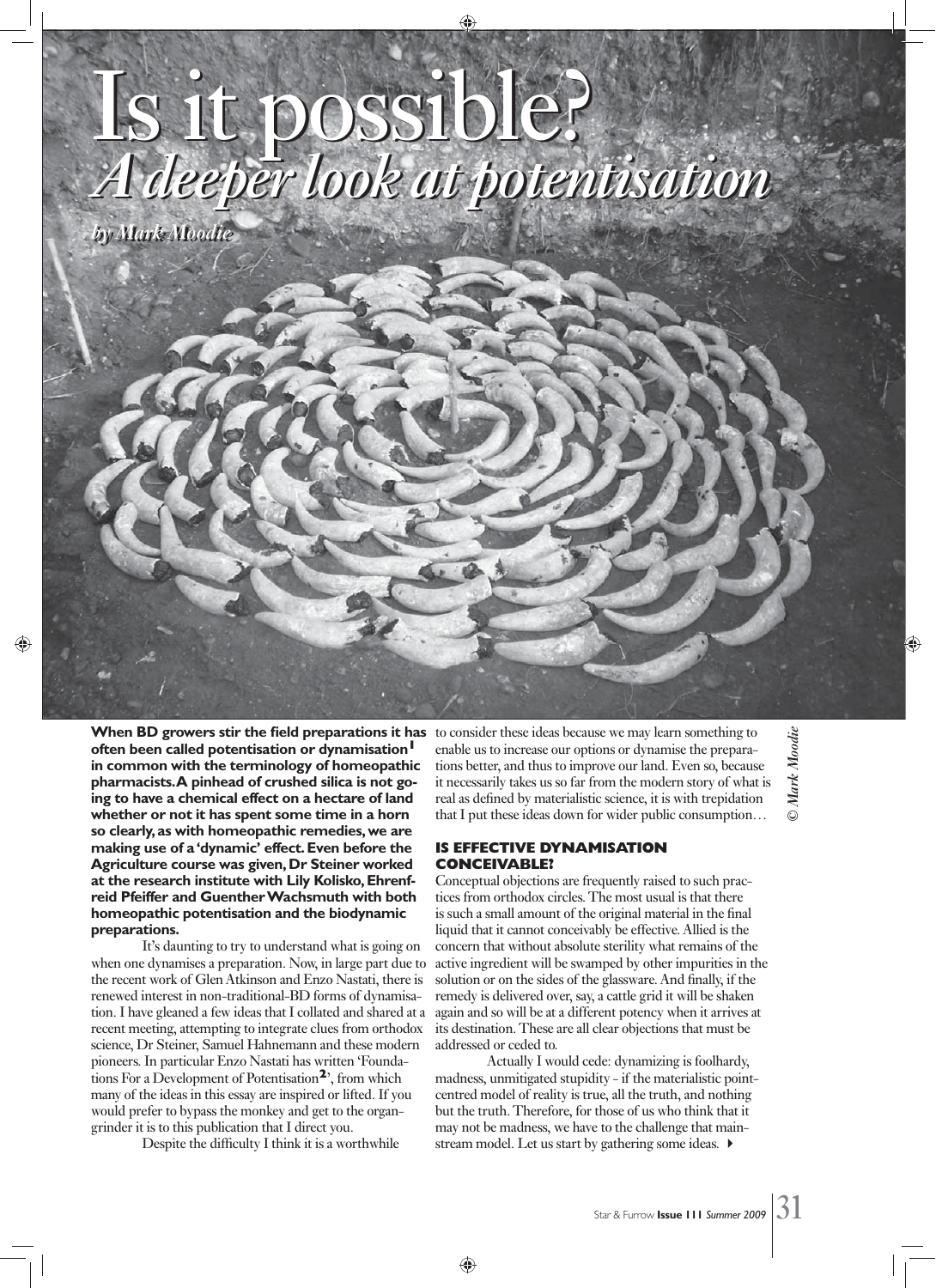# Is it possible?

## *A deeper look at potentisation*

*by Mark Moodie*

*© Mark Moodie*

**When BD growers stir the field preparations it has often been called potentisation or dynamisation[1] in common with the terminology of homeopathic pharmacists. A pinhead of crushed silica is not going to have a chemical effect on a hectare of land whether or not it has spent some time in a horn so clearly, as with homeopathic remedies, we are making use of a 'dynamic' effect. Even before the Agriculture course was given, Dr Steiner worked at the research institute with Lily Kolisko, Ehrenfreid Pfeiffer and Guenther Wachsmuth with both homeopathic potentisation and the biodynamic preparations.**

It's daunting to try to understand what is going on when one dynamises a preparation. Now, in large part due to the recent work of Glen Atkinson and Enzo Nastati, there is renewed interest in non-traditional-BD forms of dynamisation. I have gleaned a few ideas that I collated and shared at a recent meeting, attempting to integrate clues from orthodox science, Dr Steiner, Samuel Hahnemann and these modern pioneers. In particular Enzo Nastati has written 'Foundations For a Development of Potentisation[2]', from which many of the ideas in this essay are inspired or lifted. If you would prefer to bypass the monkey and get to the organ-grinder it is to this publication that I direct you.

Despite the difficulty I think it is a worthwhile to consider these ideas because we may learn something to enable us to increase our options or dynamise the preparations better, and thus to improve our land. Even so, because it necessarily takes us so far from the modern story of what is real as defined by materialistic science, it is with trepidation that I put these ideas down for wider public consumption…

### IS EFFECTIVE DYNAMISATION CONCEIVABLE?

Conceptual objections are frequently raised to such practices from orthodox circles. The most usual is that there is such a small amount of the original material in the final liquid that it cannot conceivably be effective. Allied is the concern that without absolute sterility what remains of the active ingredient will be swamped by other impurities in the solution or on the sides of the glassware. And finally, if the remedy is delivered over, say, a cattle grid it will be shaken again and so will be at a different potency when it arrives at its destination. These are all clear objections that must be addressed or ceded to.

Actually I would cede: dynamizing is foolhardy, madness, unmitigated stupidity - if the materialistic point-centred model of reality is true, all the truth, and nothing but the truth. Therefore, for those of us who think that it may not be madness, we have to the challenge that mainstream model. Let us start by gathering some ideas.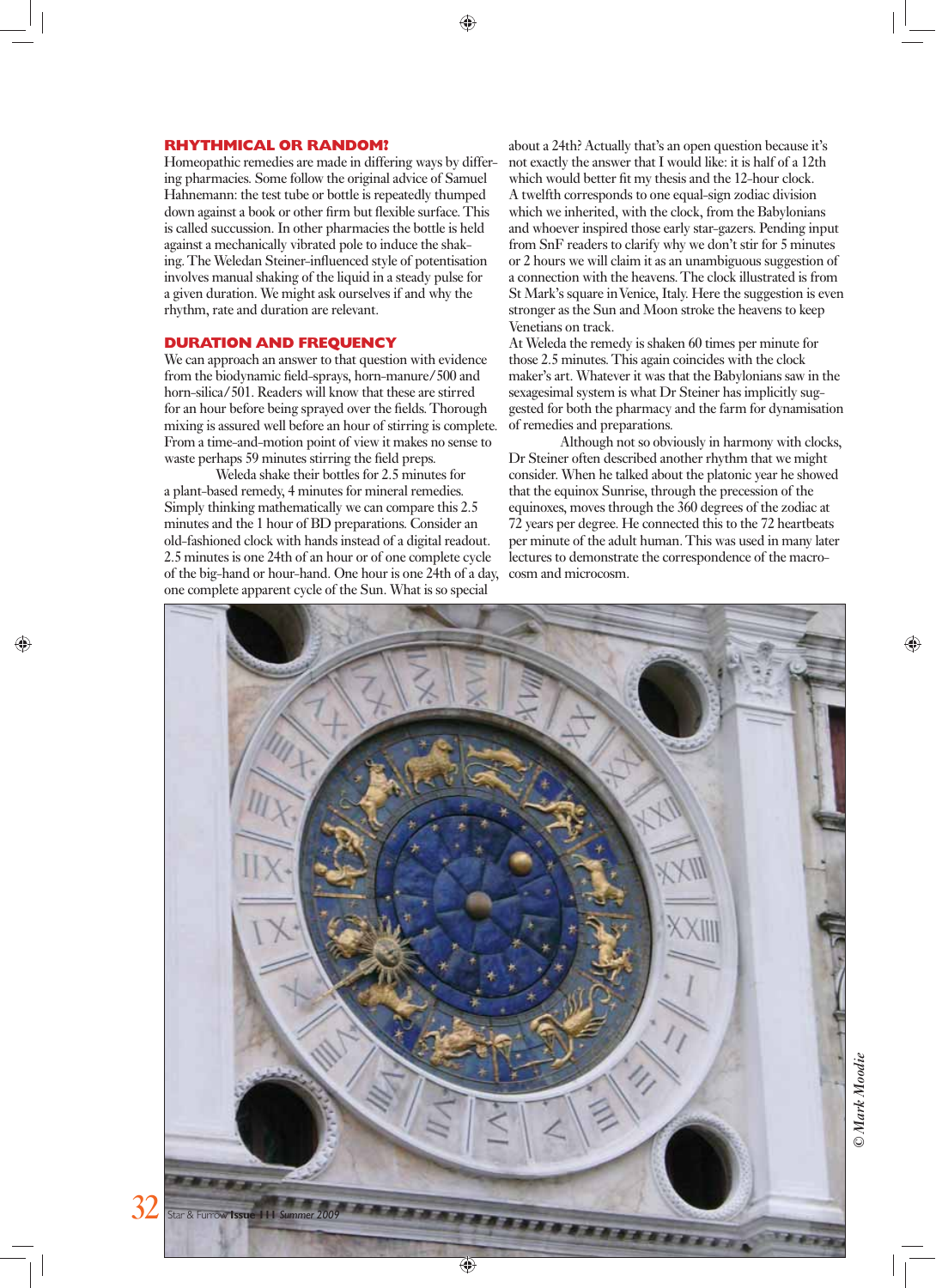## RHYTHMICAL OR RANDOM?

Homeopathic remedies are made in differing ways by differing pharmacies. Some follow the original advice of Samuel Hahnemann: the test tube or bottle is repeatedly thumped down against a book or other firm but flexible surface. This is called succussion. In other pharmacies the bottle is held against a mechanically vibrated pole to induce the shaking. The Weledan Steiner-influenced style of potentisation involves manual shaking of the liquid in a steady pulse for a given duration. We might ask ourselves if and why the rhythm, rate and duration are relevant.

## DURATION AND FREQUENCY

We can approach an answer to that question with evidence from the biodynamic field-sprays, horn-manure/500 and horn-silica/501. Readers will know that these are stirred for an hour before being sprayed over the fields. Thorough mixing is assured well before an hour of stirring is complete. From a time-and-motion point of view it makes no sense to waste perhaps 59 minutes stirring the field preps.

Weleda shake their bottles for 2.5 minutes for a plant-based remedy, 4 minutes for mineral remedies. Simply thinking mathematically we can compare this 2.5 minutes and the 1 hour of BD preparations. Consider an old-fashioned clock with hands instead of a digital readout. 2.5 minutes is one 24th of an hour or of one complete cycle of the big-hand or hour-hand. One hour is one 24th of a day, one complete apparent cycle of the Sun. What is so special about a 24th? Actually that's an open question because it's not exactly the answer that I would like: it is half of a 12th which would better fit my thesis and the 12-hour clock. A twelfth corresponds to one equal-sign zodiac division which we inherited, with the clock, from the Babylonians and whoever inspired those early star-gazers. Pending input from SnF readers to clarify why we don't stir for 5 minutes or 2 hours we will claim it as an unambiguous suggestion of a connection with the heavens. The clock illustrated is from St Mark's square in Venice, Italy. Here the suggestion is even stronger as the Sun and Moon stroke the heavens to keep Venetians on track.

At Weleda the remedy is shaken 60 times per minute for those 2.5 minutes. This again coincides with the clock maker's art. Whatever it was that the Babylonians saw in the sexagesimal system is what Dr Steiner has implicitly suggested for both the pharmacy and the farm for dynamisation of remedies and preparations.

Although not so obviously in harmony with clocks, Dr Steiner often described another rhythm that we might consider. When he talked about the platonic year he showed that the equinox Sunrise, through the precession of the equinoxes, moves through the 360 degrees of the zodiac at 72 years per degree. He connected this to the 72 heartbeats per minute of the adult human. This was used in many later lectures to demonstrate the correspondence of the macrocosm and microcosm.

© Mark Moodie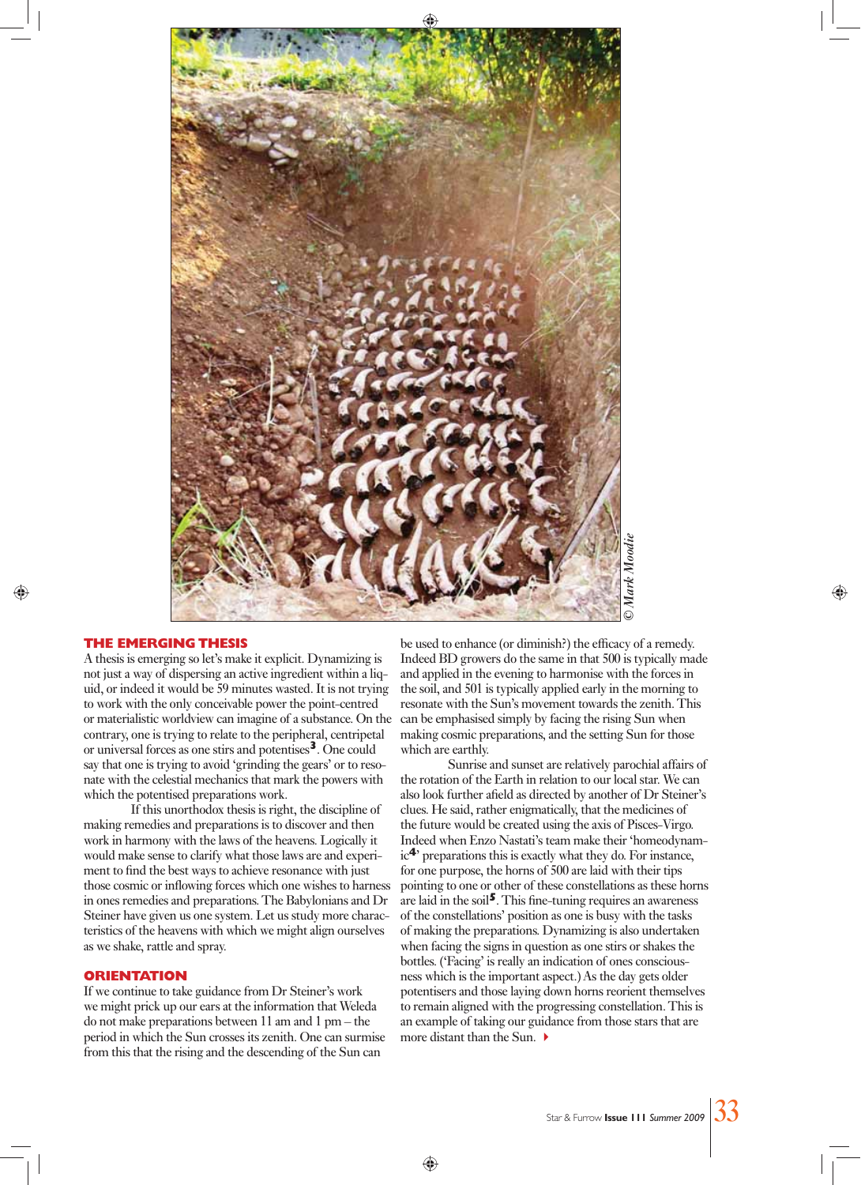© Mark Moodie

## THE EMERGING THESIS

A thesis is emerging so let's make it explicit. Dynamizing is not just a way of dispersing an active ingredient within a liquid, or indeed it would be 59 minutes wasted. It is not trying to work with the only conceivable power the point-centred or materialistic worldview can imagine of a substance. On the contrary, one is trying to relate to the peripheral, centripetal or universal forces as one stirs and potentises[3]. One could say that one is trying to avoid 'grinding the gears' or to resonate with the celestial mechanics that mark the powers with which the potentised preparations work.

If this unorthodox thesis is right, the discipline of making remedies and preparations is to discover and then work in harmony with the laws of the heavens. Logically it would make sense to clarify what those laws are and experiment to find the best ways to achieve resonance with just those cosmic or inflowing forces which one wishes to harness in ones remedies and preparations. The Babylonians and Dr Steiner have given us one system. Let us study more characteristics of the heavens with which we might align ourselves as we shake, rattle and spray.

## ORIENTATION

If we continue to take guidance from Dr Steiner's work we might prick up our ears at the information that Weleda do not make preparations between 11 am and 1 pm – the period in which the Sun crosses its zenith. One can surmise from this that the rising and the descending of the Sun can be used to enhance (or diminish?) the efficacy of a remedy. Indeed BD growers do the same in that 500 is typically made and applied in the evening to harmonise with the forces in the soil, and 501 is typically applied early in the morning to resonate with the Sun's movement towards the zenith. This can be emphasised simply by facing the rising Sun when making cosmic preparations, and the setting Sun for those which are earthly.

Sunrise and sunset are relatively parochial affairs of the rotation of the Earth in relation to our local star. We can also look further afield as directed by another of Dr Steiner's clues. He said, rather enigmatically, that the medicines of the future would be created using the axis of Pisces-Virgo. Indeed when Enzo Nastati's team make their 'homeodynamic[4]' preparations this is exactly what they do. For instance, for one purpose, the horns of 500 are laid with their tips pointing to one or other of these constellations as these horns are laid in the soil[5]. This fine-tuning requires an awareness of the constellations' position as one is busy with the tasks of making the preparations. Dynamizing is also undertaken when facing the signs in question as one stirs or shakes the bottles. ('Facing' is really an indication of ones consciousness which is the important aspect.) As the day gets older potentisers and those laying down horns reorient themselves to remain aligned with the progressing constellation. This is an example of taking our guidance from those stars that are more distant than the Sun.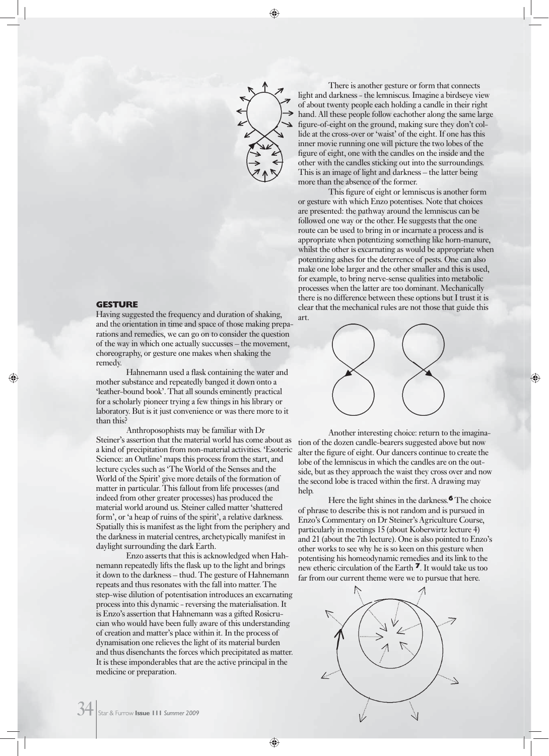## GESTURE

Having suggested the frequency and duration of shaking, and the orientation in time and space of those making preparations and remedies, we can go on to consider the question of the way in which one actually succusses – the movement, choreography, or gesture one makes when shaking the remedy.

Hahnemann used a flask containing the water and mother substance and repeatedly banged it down onto a 'leather-bound book'. That all sounds eminently practical for a scholarly pioneer trying a few things in his library or laboratory. But is it just convenience or was there more to it than this?

Anthroposophists may be familiar with Dr Steiner's assertion that the material world has come about as a kind of precipitation from non-material activities. 'Esoteric Science: an Outline' maps this process from the start, and lecture cycles such as 'The World of the Senses and the World of the Spirit' give more details of the formation of matter in particular. This fallout from life processes (and indeed from other greater processes) has produced the material world around us. Steiner called matter 'shattered form', or 'a heap of ruins of the spirit', a relative darkness. Spatially this is manifest as the light from the periphery and the darkness in material centres, archetypically manifest in daylight surrounding the dark Earth.

Enzo asserts that this is acknowledged when Hahnemann repeatedly lifts the flask up to the light and brings it down to the darkness – thud. The gesture of Hahnemann repeats and thus resonates with the fall into matter. The step-wise dilution of potentisation introduces an excarnating process into this dynamic - reversing the materialisation. It is Enzo's assertion that Hahnemann was a gifted Rosicrucian who would have been fully aware of this understanding of creation and matter's place within it. In the process of dynamisation one relieves the light of its material burden and thus disenchants the forces which precipitated as matter. It is these imponderables that are the active principal in the medicine or preparation.

There is another gesture or form that connects light and darkness - the lemniscus. Imagine a birdseye view of about twenty people each holding a candle in their right hand. All these people follow eachother along the same large figure-of-eight on the ground, making sure they don't collide at the cross-over or 'waist' of the eight. If one has this inner movie running one will picture the two lobes of the figure of eight, one with the candles on the inside and the other with the candles sticking out into the surroundings. This is an image of light and darkness – the latter being more than the absence of the former.

This figure of eight or lemniscus is another form or gesture with which Enzo potentises. Note that choices are presented: the pathway around the lemniscus can be followed one way or the other. He suggests that the one route can be used to bring in or incarnate a process and is appropriate when potentizing something like horn-manure, whilst the other is excarnating as would be appropriate when potentizing ashes for the deterrence of pests. One can also make one lobe larger and the other smaller and this is used, for example, to bring nerve-sense qualities into metabolic processes when the latter are too dominant. Mechanically there is no difference between these options but I trust it is clear that the mechanical rules are not those that guide this art.

Another interesting choice: return to the imagination of the dozen candle-bearers suggested above but now alter the figure of eight. Our dancers continue to create the lobe of the lemniscus in which the candles are on the outside, but as they approach the waist they cross over and now the second lobe is traced within the first. A drawing may help.

Here the light shines in the darkness.[6] The choice of phrase to describe this is not random and is pursued in Enzo's Commentary on Dr Steiner's Agriculture Course, particularly in meetings 15 (about Koberwirtz lecture 4) and 21 (about the 7th lecture). One is also pointed to Enzo's other works to see why he is so keen on this gesture when potentising his homeodynamic remedies and its link to the new etheric circulation of the Earth [7]. It would take us too far from our current theme were we to pursue that here.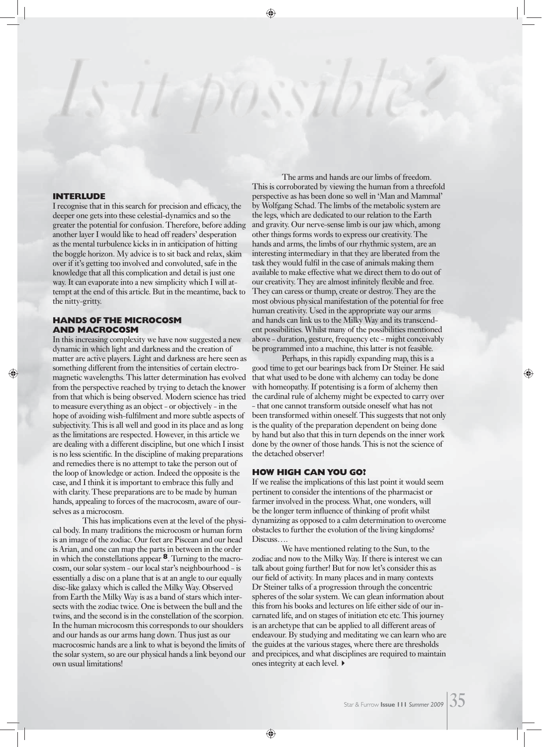*Is it possible?*

## INTERLUDE

I recognise that in this search for precision and efficacy, the deeper one gets into these celestial-dynamics and so the greater the potential for confusion. Therefore, before adding another layer I would like to head off readers' desperation as the mental turbulence kicks in in anticipation of hitting the boggle horizon. My advice is to sit back and relax, skim over if it's getting too involved and convoluted, safe in the knowledge that all this complication and detail is just one way. It can evaporate into a new simplicity which I will attempt at the end of this article. But in the meantime, back to the nitty-gritty.

## HANDS OF THE MICROCOSM AND MACROCOSM

In this increasing complexity we have now suggested a new dynamic in which light and darkness and the creation of matter are active players. Light and darkness are here seen as something different from the intensities of certain electromagnetic wavelengths. This latter determination has evolved from the perspective reached by trying to detach the knower from that which is being observed. Modern science has tried to measure everything as an object - or objectively - in the hope of avoiding wish-fulfilment and more subtle aspects of subjectivity. This is all well and good in its place and as long as the limitations are respected. However, in this article we are dealing with a different discipline, but one which I insist is no less scientific. In the discipline of making preparations and remedies there is no attempt to take the person out of the loop of knowledge or action. Indeed the opposite is the case, and I think it is important to embrace this fully and with clarity. These preparations are to be made by human hands, appealing to forces of the macrocosm, aware of ourselves as a microcosm.

This has implications even at the level of the physical body. In many traditions the microcosm or human form is an image of the zodiac. Our feet are Piscean and our head is Arian, and one can map the parts in between in the order in which the constellations appear [8]. Turning to the macrocosm, our solar system - our local star's neighbourhood - is essentially a disc on a plane that is at an angle to our equally disc-like galaxy which is called the Milky Way. Observed from Earth the Milky Way is as a band of stars which intersects with the zodiac twice. One is between the bull and the twins, and the second is in the constellation of the scorpion. In the human microcosm this corresponds to our shoulders and our hands as our arms hang down. Thus just as our macrocosmic hands are a link to what is beyond the limits of the solar system, so are our physical hands a link beyond our own usual limitations!

The arms and hands are our limbs of freedom. This is corroborated by viewing the human from a threefold perspective as has been done so well in 'Man and Mammal' by Wolfgang Schad. The limbs of the metabolic system are the legs, which are dedicated to our relation to the Earth and gravity. Our nerve-sense limb is our jaw which, among other things forms words to express our creativity. The hands and arms, the limbs of our rhythmic system, are an interesting intermediary in that they are liberated from the task they would fulfil in the case of animals making them available to make effective what we direct them to do out of our creativity. They are almost infinitely flexible and free. They can caress or thump, create or destroy. They are the most obvious physical manifestation of the potential for free human creativity. Used in the appropriate way our arms and hands can link us to the Milky Way and its transcendent possibilities. Whilst many of the possibilities mentioned above - duration, gesture, frequency etc - might conceivably be programmed into a machine, this latter is not feasible.

Perhaps, in this rapidly expanding map, this is a good time to get our bearings back from Dr Steiner. He said that what used to be done with alchemy can today be done with homeopathy. If potentising is a form of alchemy then the cardinal rule of alchemy might be expected to carry over - that one cannot transform outside oneself what has not been transformed within oneself. This suggests that not only is the quality of the preparation dependent on being done by hand but also that this in turn depends on the inner work done by the owner of those hands. This is not the science of the detached observer!

## HOW HIGH CAN YOU GO?

If we realise the implications of this last point it would seem pertinent to consider the intentions of the pharmacist or farmer involved in the process. What, one wonders, will be the longer term influence of thinking of profit whilst dynamizing as opposed to a calm determination to overcome obstacles to further the evolution of the living kingdoms? Discuss….

We have mentioned relating to the Sun, to the zodiac and now to the Milky Way. If there is interest we can talk about going further! But for now let's consider this as our field of activity. In many places and in many contexts Dr Steiner talks of a progression through the concentric spheres of the solar system. We can glean information about this from his books and lectures on life either side of our incarnated life, and on stages of initiation etc etc. This journey is an archetype that can be applied to all different areas of endeavour. By studying and meditating we can learn who are the guides at the various stages, where there are thresholds and precipices, and what disciplines are required to maintain ones integrity at each level. ▸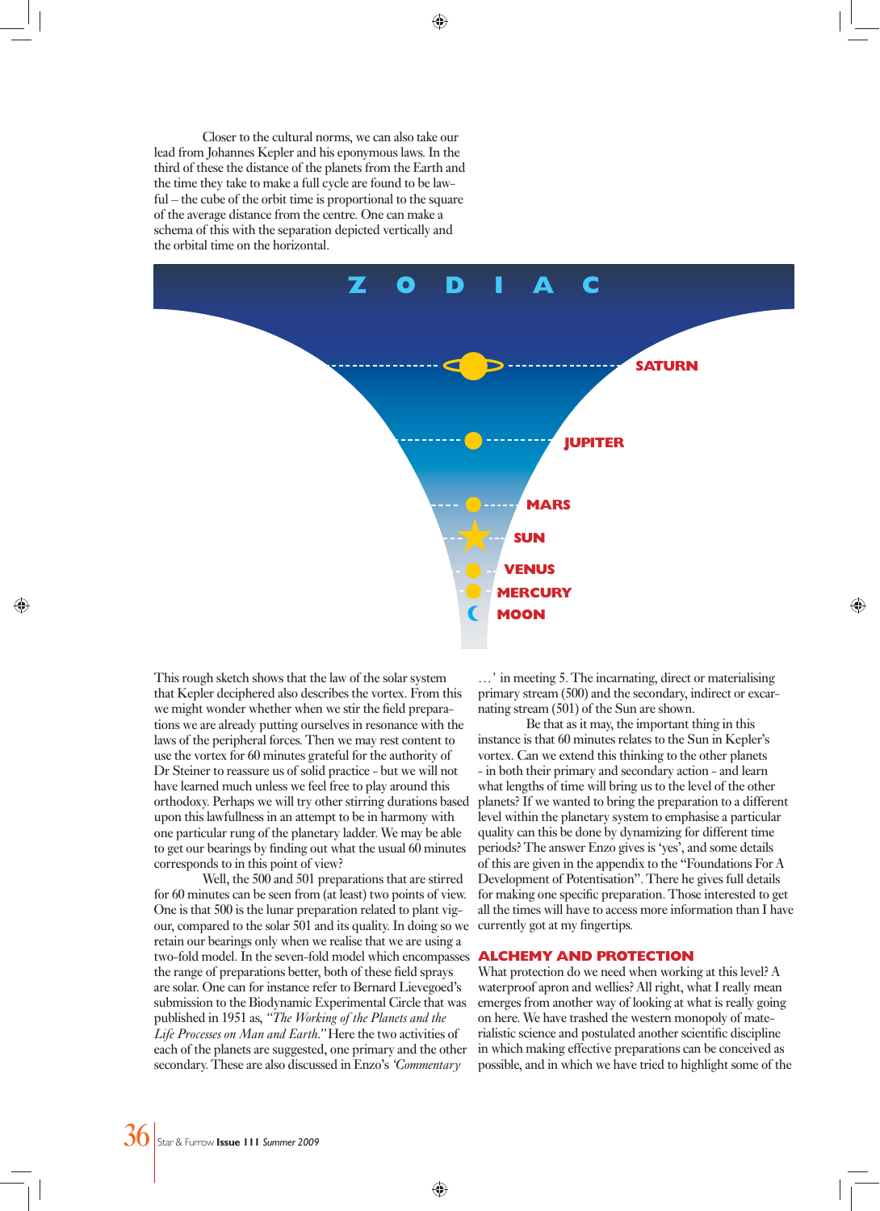Closer to the cultural norms, we can also take our lead from Johannes Kepler and his eponymous laws. In the third of these the distance of the planets from the Earth and the time they take to make a full cycle are found to be lawful – the cube of the orbit time is proportional to the square of the average distance from the centre. One can make a schema of this with the separation depicted vertically and the orbital time on the horizontal.

ZODIAC

SATURN

JUPITER

MARS

SUN

VENUS

MERCURY

MOON

This rough sketch shows that the law of the solar system that Kepler deciphered also describes the vortex. From this we might wonder whether when we stir the field preparations we are already putting ourselves in resonance with the laws of the peripheral forces. Then we may rest content to use the vortex for 60 minutes grateful for the authority of Dr Steiner to reassure us of solid practice - but we will not have learned much unless we feel free to play around this orthodoxy. Perhaps we will try other stirring durations based upon this lawfullness in an attempt to be in harmony with one particular rung of the planetary ladder. We may be able to get our bearings by finding out what the usual 60 minutes corresponds to in this point of view?

Well, the 500 and 501 preparations that are stirred for 60 minutes can be seen from (at least) two points of view. One is that 500 is the lunar preparation related to plant vigour, compared to the solar 501 and its quality. In doing so we retain our bearings only when we realise that we are using a two-fold model. In the seven-fold model which encompasses the range of preparations better, both of these field sprays are solar. One can for instance refer to Bernard Lievegoed's submission to the Biodynamic Experimental Circle that was published in 1951 as, *"The Working of the Planets and the Life Processes on Man and Earth."* Here the two activities of each of the planets are suggested, one primary and the other secondary. These are also discussed in Enzo's *'Commentary …'* in meeting 5. The incarnating, direct or materialising primary stream (500) and the secondary, indirect or excarnating stream (501) of the Sun are shown.

Be that as it may, the important thing in this instance is that 60 minutes relates to the Sun in Kepler's vortex. Can we extend this thinking to the other planets - in both their primary and secondary action - and learn what lengths of time will bring us to the level of the other planets? If we wanted to bring the preparation to a different level within the planetary system to emphasise a particular quality can this be done by dynamizing for different time periods? The answer Enzo gives is 'yes', and some details of this are given in the appendix to the "Foundations For A Development of Potentisation". There he gives full details for making one specific preparation. Those interested to get all the times will have to access more information than I have currently got at my fingertips.

## ALCHEMY AND PROTECTION

What protection do we need when working at this level? A waterproof apron and wellies? All right, what I really mean emerges from another way of looking at what is really going on here. We have trashed the western monopoly of materialistic science and postulated another scientific discipline in which making effective preparations can be conceived as possible, and in which we have tried to highlight some of the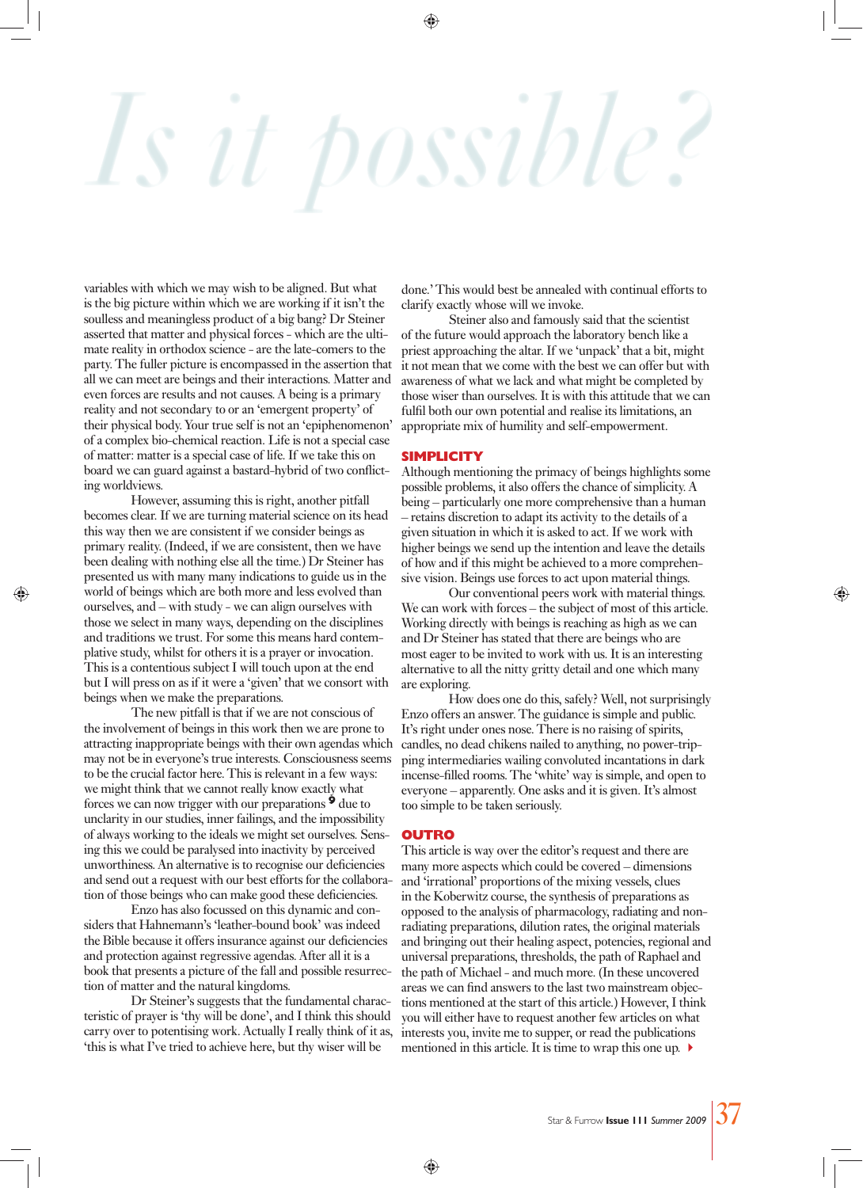# Is it possible?

variables with which we may wish to be aligned. But what is the big picture within which we are working if it isn't the soulless and meaningless product of a big bang? Dr Steiner asserted that matter and physical forces - which are the ultimate reality in orthodox science - are the late-comers to the party. The fuller picture is encompassed in the assertion that all we can meet are beings and their interactions. Matter and even forces are results and not causes. A being is a primary reality and not secondary to or an 'emergent property' of their physical body. Your true self is not an 'epiphenomenon' of a complex bio-chemical reaction. Life is not a special case of matter: matter is a special case of life. If we take this on board we can guard against a bastard-hybrid of two conflicting worldviews.

However, assuming this is right, another pitfall becomes clear. If we are turning material science on its head – retains discretion to adapt this way then we are consistent if we consider beings as primary reality. (Indeed, if we are consistent, then we have been dealing with nothing else all the time.) Dr Steiner has presented us with many many indications to guide us in the world of beings which are both more and less evolved than ourselves, and – with study - we can align ourselves with those we select in many ways, depending on the disciplines and traditions we trust. For some this means hard contemplative study, whilst for others it is a prayer or invocation. This is a contentious subject I will touch upon at the end but I will press on as if it were a 'given' that we consort with beings when we make the preparations.

The new pitfall is that if we are not conscious of the involvement of beings in this work then we are prone to attracting inappropriate beings with their own agendas which may not be in everyone's true interests. Consciousness seems to be the crucial factor here. This is relevant in a few ways: we might think that we cannot really know exactly what forces we can now trigger with our preparations [9] due to unclarity in our studies, inner failings, and the impossibility of always working to the ideals we might set ourselves. Sensing this we could be paralysed into inactivity by perceived unworthiness. An alternative is to recognise our deficiencies and send out a request with our best efforts for the collaboration of those beings who can make good these deficiencies.

Enzo has also focussed on this dynamic and considers that Hahnemann's 'leather-bound book' was indeed the Bible because it offers insurance against our deficiencies and protection against regressive agendas. After all it is a book that presents a picture of the fall and possible resurrection of matter and the natural kingdoms.

Dr Steiner's suggests that the fundamental characteristic of prayer is 'thy will be done', and I think this should carry over to potentising work. Actually I really think of it as, 'this is what I've tried to achieve here, but thy wiser will be done.' This would best be annealed with continual efforts to clarify exactly whose will we invoke.

Steiner also and famously said that the scientist of the future would approach the laboratory bench like a priest approaching the altar. If we 'unpack' that a bit, might it not mean that we come with the best we can offer but with awareness of what we lack and what might be completed by those wiser than ourselves. It is with this attitude that we can fulfil both our own potential and realise its limitations, an appropriate mix of humility and self-empowerment.

## SIMPLICITY

Although mentioning the primacy of beings highlights some possible problems, it also offers the chance of simplicity. A being – particularly one more comprehensive than a human – retains discretion to adapt its activity to the details of a given situation in which it is asked to act. If we work with higher beings we send up the intention and leave the details of how and if this might be achieved to a more comprehensive vision. Beings use forces to act upon material things.

Our conventional peers work with material things. We can work with forces – the subject of most of this article. Working directly with beings is reaching as high as we can and Dr Steiner has stated that there are beings who are most eager to be invited to work with us. It is an interesting alternative to all the nitty gritty detail and one which many are exploring.

How does one do this, safely? Well, not surprisingly Enzo offers an answer. The guidance is simple and public. It's right under ones nose. There is no raising of spirits, candles, no dead chikens nailed to anything, no power-tripping intermediaries wailing convoluted incantations in dark incense-filled rooms. The 'white' way is simple, and open to everyone – apparently. One asks and it is given. It's almost too simple to be taken seriously.

## OUTRO

This article is way over the editor's request and there are many more aspects which could be covered – dimensions and 'irrational' proportions of the mixing vessels, clues in the Koberwitz course, the synthesis of preparations as opposed to the analysis of pharmacology, radiating and non-radiating preparations, dilution rates, the original materials and bringing out their healing aspect, potencies, regional and universal preparations, thresholds, the path of Raphael and the path of Michael - and much more. (In these uncovered areas we can find answers to the last two mainstream objections mentioned at the start of this article.) However, I think you will either have to request another few articles on what interests you, invite me to supper, or read the publications mentioned in this article. It is time to wrap this one up.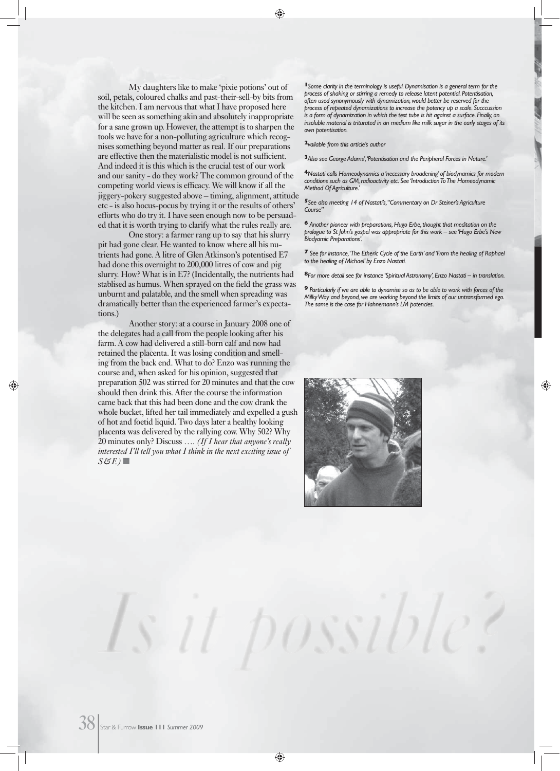My daughters like to make 'pixie potions' out of soil, petals, coloured chalks and past-their-sell-by bits from the kitchen. I am nervous that what I have proposed here will be seen as something akin and absolutely inappropriate for a sane grown up. However, the attempt is to sharpen the tools we have for a non-polluting agriculture which recognises something beyond matter as real. If our preparations are effective then the materialistic model is not sufficient. And indeed it is this which is the crucial test of our work and our sanity - do they work? The common ground of the competing world views is efficacy. We will know if all the jiggery-pokery suggested above – timing, alignment, attitude etc - is also hocus-pocus by trying it or the results of others' efforts who do try it. I have seen enough now to be persuaded that it is worth trying to clarify what the rules really are.

One story: a farmer rang up to say that his slurry pit had gone clear. He wanted to know where all his nutrients had gone. A litre of Glen Atkinson's potentised E7 had done this overnight to 200,000 litres of cow and pig slurry. How? What is in E7? (Incidentally, the nutrients had stablised as humus. When sprayed on the field the grass was unburnt and palatable, and the smell when spreading was dramatically better than the experienced farmer's expectations.)

Another story: at a course in January 2008 one of the delegates had a call from the people looking after his farm. A cow had delivered a still-born calf and now had retained the placenta. It was losing condition and smelling from the back end. What to do? Enzo was running the course and, when asked for his opinion, suggested that preparation 502 was stirred for 20 minutes and that the cow should then drink this. After the course the information came back that this had been done and the cow drank the whole bucket, lifted her tail immediately and expelled a gush of hot and foetid liquid. Two days later a healthy looking placenta was delivered by the rallying cow. Why 502? Why 20 minutes only? Discuss …. *(If I hear that anyone's really interested I'll tell you what I think in the next exciting issue of S&F.)* ■

*[1] Some clarity in the terminology is useful. Dynamisation is a general term for the process of shaking or stirring a remedy to release latent potential. Potentisation, often used synonymously with dynamization, would better be reserved for the process of repeated dynamizations to increase the potency up a scale. Succcussion is a form of dynamization in which the test tube is hit against a surface. Finally, an insoluble material is triturated in an medium like milk sugar in the early stages of its own potentisation.*

*[2] vailable from this article's author*

*[3] Also see George Adams', 'Potentisation and the Peripheral Forces in Nature.'*

*[4] Nastati calls Homeodynamics a 'necessary broadening' of biodynamics for modern conditions such as GM, radioactivity etc. See 'Introduction To The Homeodynamic Method Of Agriculture.'*

*[5] See also meeting 14 of Nastati's, "Commentary on Dr Steiner's Agriculture Course"*

*[6] Another pioneer with preparations, Hugo Erbe, thought that meditation on the prologue to St John's gospel was appropriate for this work – see 'Hugo Erbe's New Biodyamic Preparations'.*

*[7] See for instance, 'The Etheric Cycle of the Earth' and 'From the healing of Raphael to the healing of Michael' by Enzo Nastati.*

*[8] For more detail see for instance 'Spiritual Astronomy', Enzo Nastati – in translation.*

*[9] Particularly if we are able to dynamise so as to be able to work with forces of the Milky Way and beyond, we are working beyond the limits of our untransformed ego. The same is the case for Hahnemann's LM potencies.*

Is it possible?